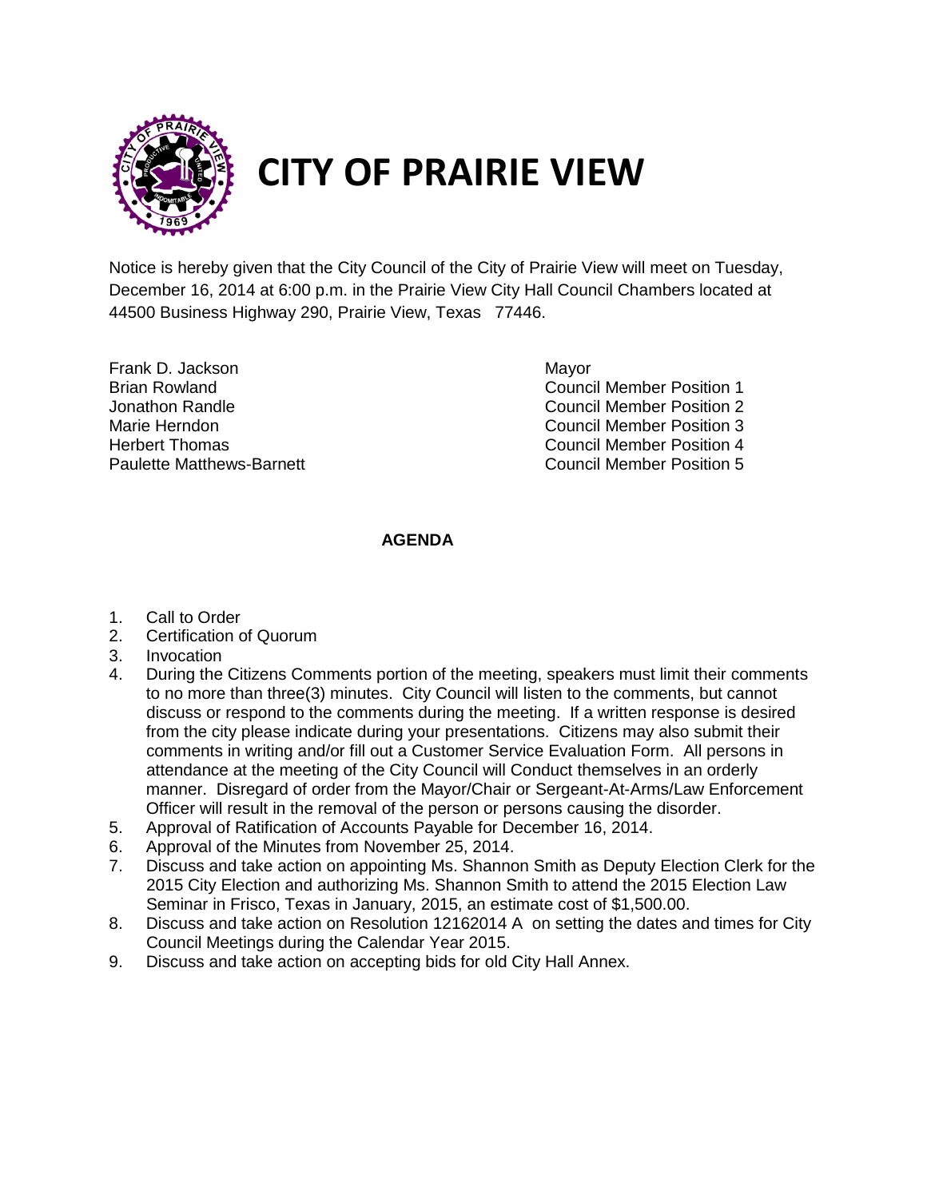# CITY OF PRAIRIE VIEW

Notice is hereby given that the City Council of the City of Prairie View will meet on Tuesday, December 16, 2014 at 6:00 p.m. in the Prairie View City Hall Council Chambers located at 44500 Business Highway 290, Prairie View, Texas 77446.

| | |
|---|---|
| Frank D. Jackson | Mayor |
| Brian Rowland | Council Member Position 1 |
| Jonathon Randle | Council Member Position 2 |
| Marie Herndon | Council Member Position 3 |
| Herbert Thomas | Council Member Position 4 |
| Paulette Matthews-Barnett | Council Member Position 5 |

**AGENDA**

1. Call to Order
2. Certification of Quorum
3. Invocation
4. During the Citizens Comments portion of the meeting, speakers must limit their comments to no more than three(3) minutes. City Council will listen to the comments, but cannot discuss or respond to the comments during the meeting. If a written response is desired from the city please indicate during your presentations. Citizens may also submit their comments in writing and/or fill out a Customer Service Evaluation Form. All persons in attendance at the meeting of the City Council will Conduct themselves in an orderly manner. Disregard of order from the Mayor/Chair or Sergeant-At-Arms/Law Enforcement Officer will result in the removal of the person or persons causing the disorder.
5. Approval of Ratification of Accounts Payable for December 16, 2014.
6. Approval of the Minutes from November 25, 2014.
7. Discuss and take action on appointing Ms. Shannon Smith as Deputy Election Clerk for the 2015 City Election and authorizing Ms. Shannon Smith to attend the 2015 Election Law Seminar in Frisco, Texas in January, 2015, an estimate cost of $1,500.00.
8. Discuss and take action on Resolution 12162014 A on setting the dates and times for City Council Meetings during the Calendar Year 2015.
9. Discuss and take action on accepting bids for old City Hall Annex.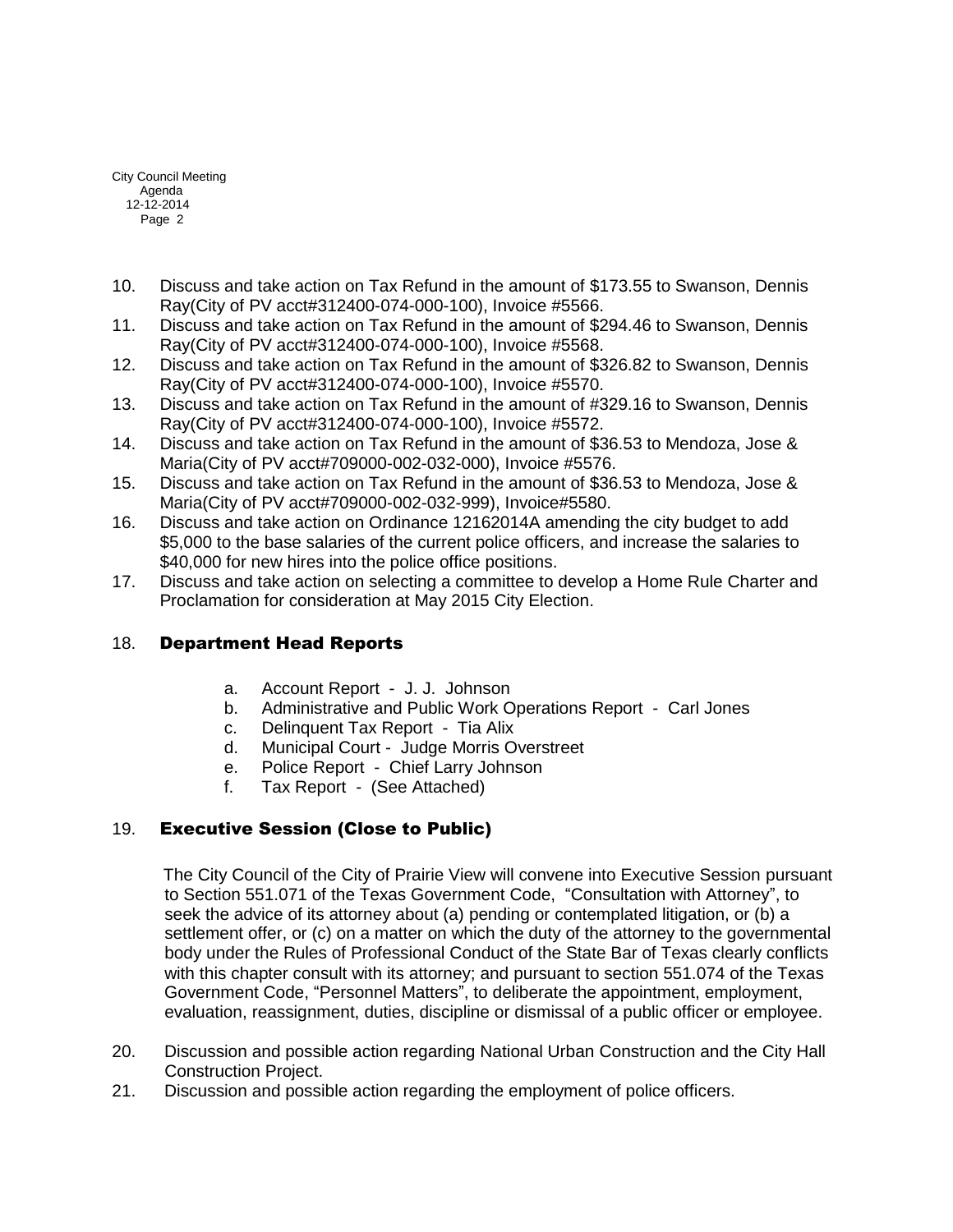10. Discuss and take action on Tax Refund in the amount of $173.55 to Swanson, Dennis Ray(City of PV acct#312400-074-000-100), Invoice #5566.
11. Discuss and take action on Tax Refund in the amount of $294.46 to Swanson, Dennis Ray(City of PV acct#312400-074-000-100), Invoice #5568.
12. Discuss and take action on Tax Refund in the amount of $326.82 to Swanson, Dennis Ray(City of PV acct#312400-074-000-100), Invoice #5570.
13. Discuss and take action on Tax Refund in the amount of #329.16 to Swanson, Dennis Ray(City of PV acct#312400-074-000-100), Invoice #5572.
14. Discuss and take action on Tax Refund in the amount of $36.53 to Mendoza, Jose & Maria(City of PV acct#709000-002-032-000), Invoice #5576.
15. Discuss and take action on Tax Refund in the amount of $36.53 to Mendoza, Jose & Maria(City of PV acct#709000-002-032-999), Invoice#5580.
16. Discuss and take action on Ordinance 12162014A amending the city budget to add $5,000 to the base salaries of the current police officers, and increase the salaries to $40,000 for new hires into the police office positions.
17. Discuss and take action on selecting a committee to develop a Home Rule Charter and Proclamation for consideration at May 2015 City Election.

## 18. Department Head Reports

a. Account Report - J. J. Johnson
b. Administrative and Public Work Operations Report - Carl Jones
c. Delinquent Tax Report - Tia Alix
d. Municipal Court - Judge Morris Overstreet
e. Police Report - Chief Larry Johnson
f. Tax Report - (See Attached)

## 19. Executive Session (Close to Public)

The City Council of the City of Prairie View will convene into Executive Session pursuant to Section 551.071 of the Texas Government Code, "Consultation with Attorney", to seek the advice of its attorney about (a) pending or contemplated litigation, or (b) a settlement offer, or (c) on a matter on which the duty of the attorney to the governmental body under the Rules of Professional Conduct of the State Bar of Texas clearly conflicts with this chapter consult with its attorney; and pursuant to section 551.074 of the Texas Government Code, "Personnel Matters", to deliberate the appointment, employment, evaluation, reassignment, duties, discipline or dismissal of a public officer or employee.

20. Discussion and possible action regarding National Urban Construction and the City Hall Construction Project.
21. Discussion and possible action regarding the employment of police officers.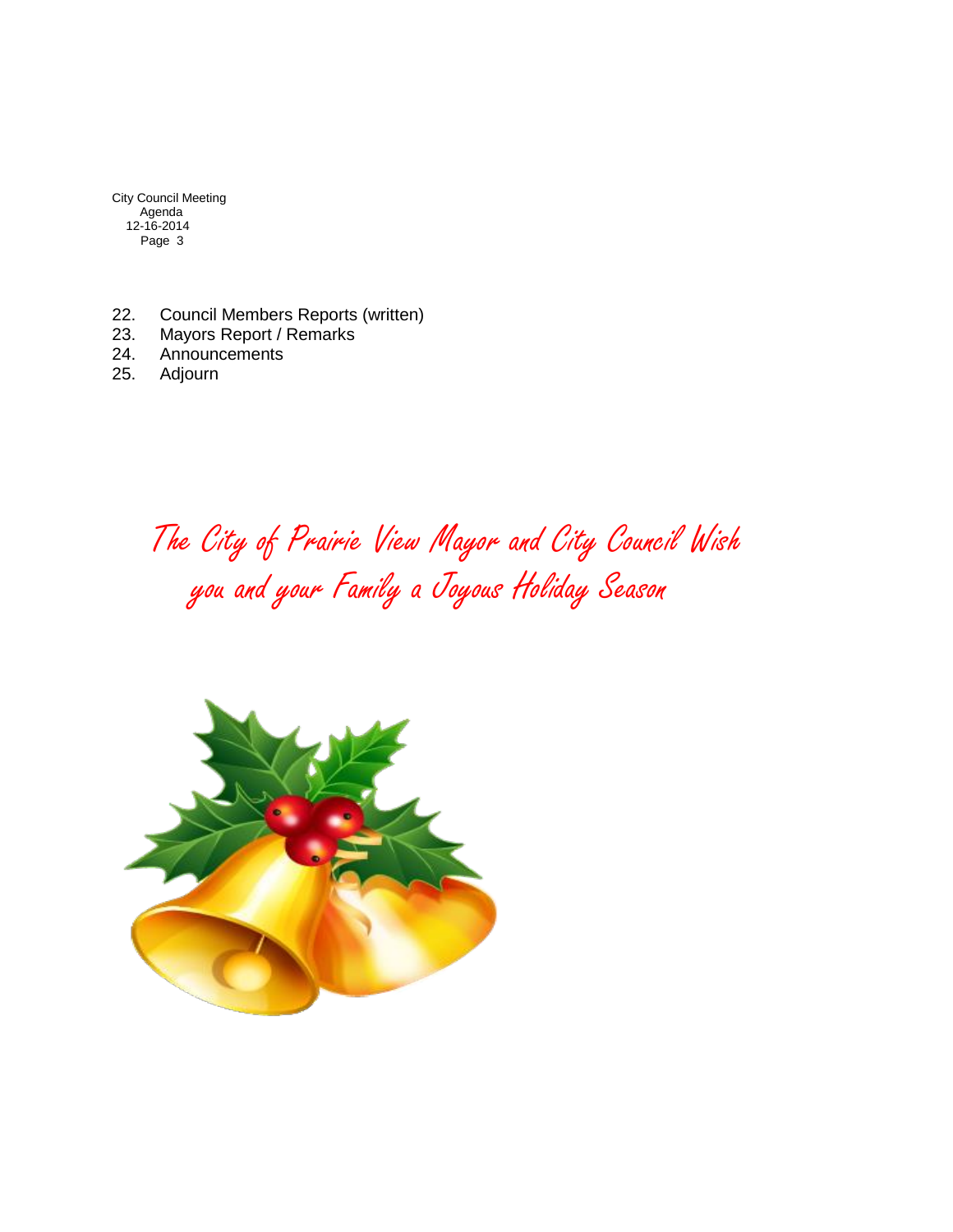22. Council Members Reports (written)
23. Mayors Report / Remarks
24. Announcements
25. Adjourn

*The City of Prairie View Mayor and City Council Wish you and your Family a Joyous Holiday Season*